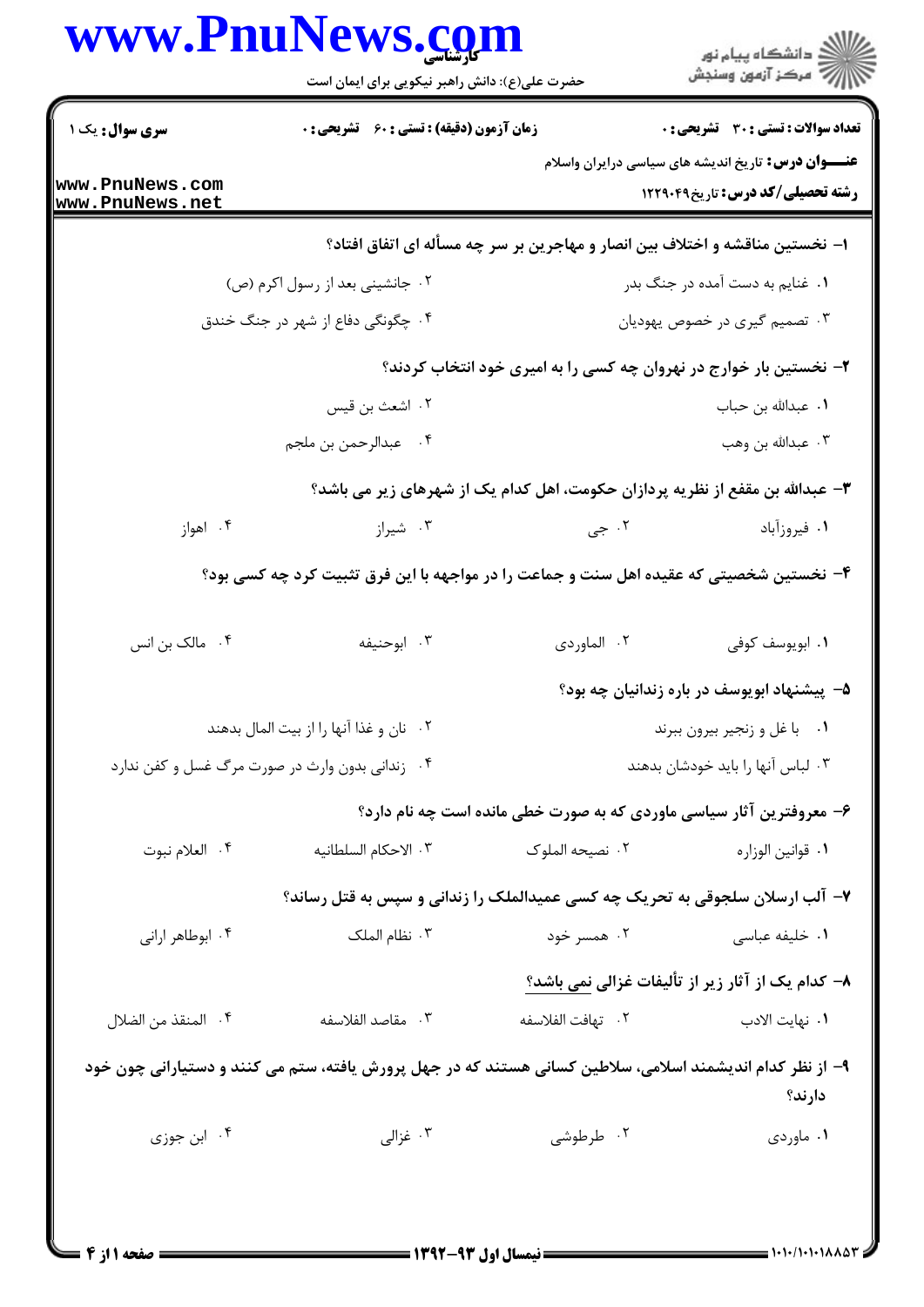**کارشناسی**

حضرت علی(ع): دانش راهبر نیکویی برای ایمان است

دانشگاه پیام نور
مرکز آزمون وسنجش

**سری سوال:** یک ۱

**زمان آزمون (دقیقه) : تستی : ۶۰ تشریحی : ۰**

**تعداد سوالات : تستی : ۳۰ تشریحی : ۰**

**عنـــوان درس:** تاریخ اندیشه های سیاسی درایران واسلام

**رشته تحصیلی/کد درس:** تاریخ۱۲۲۹۰۴۹

**۱- نخستین مناقشه و اختلاف بین انصار و مهاجرین بر سر چه مسأله ای اتفاق افتاد؟**

۱. غنایم به دست آمده در جنگ بدر
۲. جانشینی بعد از رسول اکرم (ص)
۳. تصمیم گیری در خصوص یهودیان
۴. چگونگی دفاع از شهر در جنگ خندق

**۲- نخستین بار خوارج در نهروان چه کسی را به امیری خود انتخاب کردند؟**

۱. عبدالله بن حباب
۲. اشعث بن قیس
۳. عبدالله بن وهب
۴. عبدالرحمن بن ملجم

**۳- عبدالله بن مقفع از نظریه پردازان حکومت، اهل کدام یک از شهرهای زیر می باشد؟**

۱. فیروزآباد
۲. جی
۳. شیراز
۴. اهواز

**۴- نخستین شخصیتی که عقیده اهل سنت و جماعت را در مواجهه با این فرق تثبیت کرد چه کسی بود؟**

۱. ابویوسف کوفی
۲. الماوردی
۳. ابوحنیفه
۴. مالک بن انس

**۵- پیشنهاد ابویوسف در باره زندانیان چه بود؟**

۱. با غل و زنجیر بیرون ببرند
۲. نان و غذا آنها را از بیت المال بدهند
۳. لباس آنها را باید خودشان بدهند
۴. زندانی بدون وارث در صورت مرگ غسل و کفن ندارد

**۶- معروفترین آثار سیاسی ماوردی که به صورت خطی مانده است چه نام دارد؟**

۱. قوانین الوزاره
۲. نصیحه الملوک
۳. الاحکام السلطانیه
۴. العلام نبوت

**۷- آلب ارسلان سلجوقی به تحریک چه کسی عمیدالملک را زندانی و سپس به قتل رساند؟**

۱. خلیفه عباسی
۲. همسر خود
۳. نظام الملک
۴. ابوطاهر ارانی

**۸- کدام یک از آثار زیر از تألیفات غزالی نمی باشد؟**

۱. نهایت الادب
۲. تهافت الفلاسفه
۳. مقاصد الفلاسفه
۴. المنقذ من الضلال

**۹- از نظر کدام اندیشمند اسلامی، سلاطین کسانی هستند که در جهل پرورش یافته، ستم می کنند و دستیارانی چون خود دارند؟**

۱. ماوردی
۲. طرطوشی
۳. غزالی
۴. ابن جوزی

نیمسال اول ۹۳-۱۳۹۲

۱۰۱۰/۱۰۱۰۱۸۸۵۳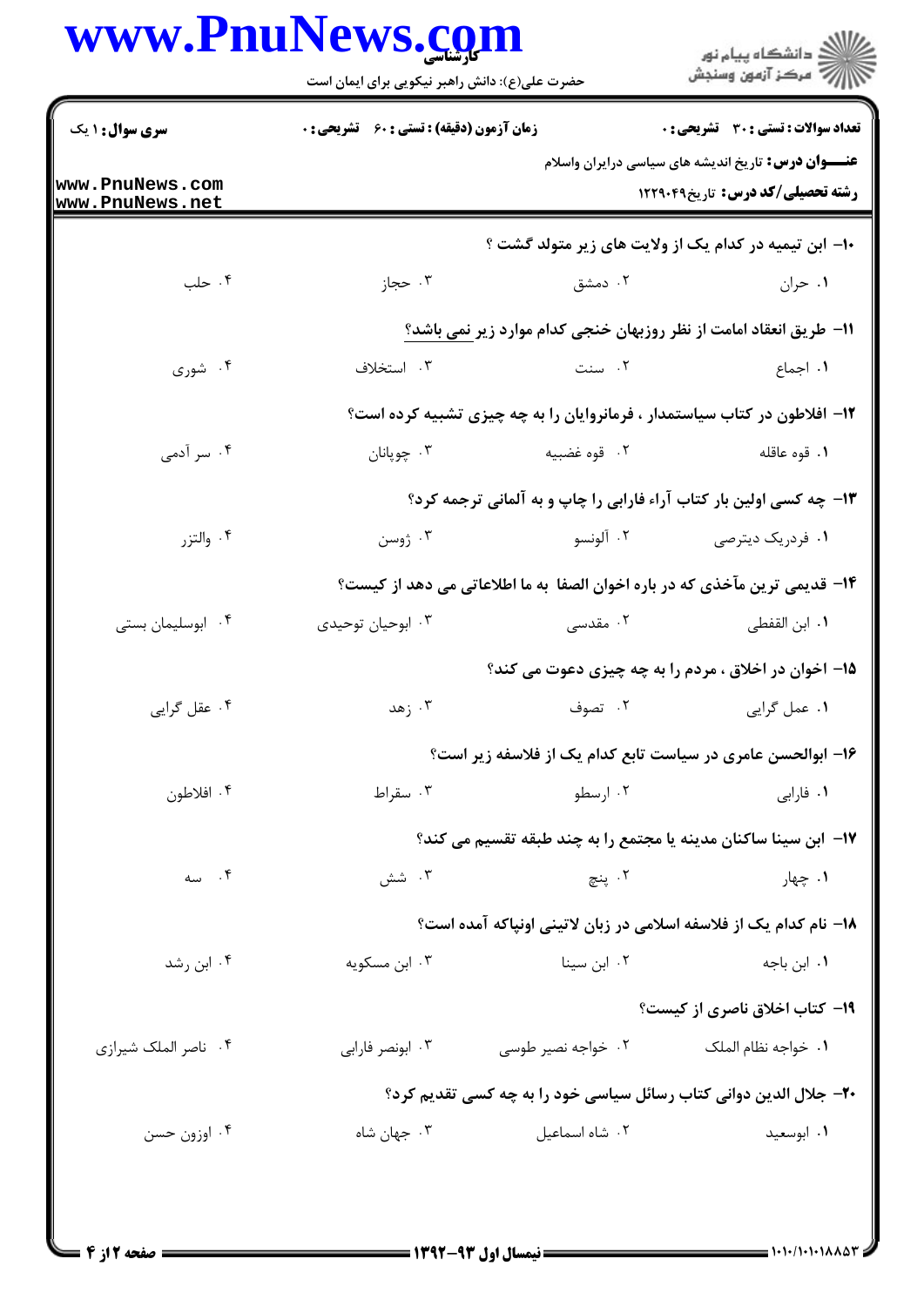**سری سوال:** ۱ یک | **زمان آزمون (دقیقه) : تستی :** ۶۰ **تشریحی :** ۰ | **تعداد سوالات : تستی :** ۳۰ **تشریحی :** ۰

**عنـــوان درس:** تاریخ اندیشه های سیاسی درایران واسلام

**رشته تحصیلی/کد درس:** تاریخ۱۲۲۹۰۴۹

۱۰- ابن تیمیه در کدام یک از ولایت های زیر متولد گشت ؟

۱. حران ۲. دمشق ۳. حجاز ۴. حلب

۱۱- طریق انعقاد امامت از نظر روزبهان خنجی کدام موارد زیر نمی باشد؟

۱. اجماع ۲. سنت ۳. استخلاف ۴. شوری

۱۲- افلاطون در کتاب سیاستمدار ، فرمانروایان را به چه چیزی تشبیه کرده است؟

۱. قوه عاقله ۲. قوه غضبیه ۳. چوپانان ۴. سر آدمی

۱۳- چه کسی اولین بار کتاب آراء فارابی را چاپ و به آلمانی ترجمه کرد؟

۱. فردریک دیترصی ۲. آلونسو ۳. ژوسن ۴. والتزر

۱۴- قدیمی ترین مآخذی که در باره اخوان الصفا به ما اطلاعاتی می دهد از کیست؟

۱. ابن القفطی ۲. مقدسی ۳. ابوحیان توحیدی ۴. ابوسلیمان بستی

۱۵- اخوان در اخلاق ، مردم را به چه چیزی دعوت می کند؟

۱. عمل گرایی ۲. تصوف ۳. زهد ۴. عقل گرایی

۱۶- ابوالحسن عامری در سیاست تابع کدام یک از فلاسفه زیر است؟

۱. فارابی ۲. ارسطو ۳. سقراط ۴. افلاطون

۱۷- ابن سینا ساکنان مدینه یا مجتمع را به چند طبقه تقسیم می کند؟

۱. چهار ۲. پنج ۳. شش ۴. سه

۱۸- نام کدام یک از فلاسفه اسلامی در زبان لاتینی اونپاکه آمده است؟

۱. ابن باجه ۲. ابن سینا ۳. ابن مسکویه ۴. ابن رشد

۱۹- کتاب اخلاق ناصری از کیست؟

۱. خواجه نظام الملک ۲. خواجه نصیر طوسی ۳. ابونصر فارابی ۴. ناصر الملک شیرازی

۲۰- جلال الدین دوانی کتاب رسائل سیاسی خود را به چه کسی تقدیم کرد؟

۱. ابوسعید ۲. شاه اسماعیل ۳. جهان شاه ۴. اوزون حسن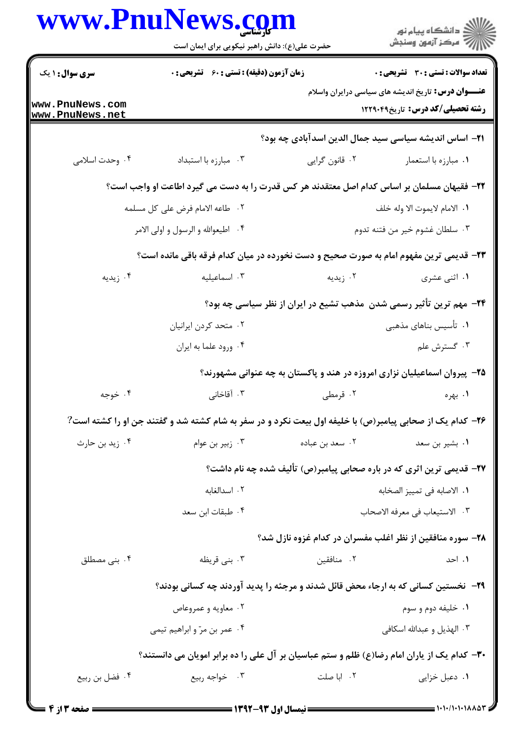**سری سوال:** ۱ یک | **زمان آزمون (دقیقه) : تستی :** ۶۰ **تشریحی :** ۰ | **تعداد سوالات : تستی :** ۳۰ **تشریحی :** ۰

**عنـــوان درس:** تاریخ اندیشه های سیاسی درایران واسلام

**رشته تحصیلی/کد درس:** تاریخ۱۲۲۹۰۴۹

**۲۱-** اساس اندیشه سیاسی سید جمال الدین اسدآبادی چه بود؟

۱. مبارزه با استعمار
۲. قانون گرایی
۳. مبارزه با استبداد
۴. وحدت اسلامی

**۲۲-** فقیهان مسلمان بر اساس کدام اصل معتقدند هر کس قدرت را به دست می گیرد اطاعت او واجب است؟

۱. الامام لایموت الا وله خلف
۲. طاعه الامام فرض علی کل مسلمه
۳. سلطان غشوم خیر من فتنه تدوم
۴. اطیعوالله و الرسول و اولی الامر

**۲۳-** قدیمی ترین مفهوم امام به صورت صحیح و دست نخورده در میان کدام فرقه باقی مانده است؟

۱. اثنی عشری
۲. زیدیه
۳. اسماعیلیه
۴. زیدیه

**۲۴-** مهم ترین تأثیر رسمی شدن مذهب تشیع در ایران از نظر سیاسی چه بود؟

۱. تأسیس بناهای مذهبی
۲. متحد کردن ایرانیان
۳. گسترش علم
۴. ورود علما به ایران

**۲۵-** پیروان اسماعیلیان نزاری امروزه در هند و پاکستان به چه عنوانی مشهورند؟

۱. بهره
۲. قرمطی
۳. آقاخانی
۴. خوجه

**۲۶-** کدام یک از صحابی پیامبر(ص) با خلیفه اول بیعت نکرد و در سفر به شام کشته شد و گفتند جن او را کشته است؟

۱. بشیر بن سعد
۲. سعد بن عباده
۳. زبیر بن عوام
۴. زید بن حارث

**۲۷-** قدیمی ترین اثری که در باره صحابی پیامبر(ص) تألیف شده چه نام داشت؟

۱. الاصابه فی تمییز الصحابه
۲. اسدالغابه
۳. الاستیعاب فی معرفه الاصحاب
۴. طبقات ابن سعد

**۲۸-** سوره منافقین از نظر اغلب مفسران در کدام غزوه نازل شد؟

۱. احد
۲. منافقین
۳. بنی قریظه
۴. بنی مصطلق

**۲۹-** نخستین کسانی که به ارجاء محض قائل شدند و مرجئه را پدید آوردند چه کسانی بودند؟

۱. خلیفه دوم و سوم
۲. معاویه و عمروعاص
۳. الهذیل و عبدالله اسکافی
۴. عمر بن مرّ و ابراهیم تیمی

**۳۰-** کدام یک از یاران امام رضا(ع) ظلم و ستم عباسیان بر آل علی را ده برابر امویان می دانستند؟

۱. دعبل خزایی
۲. ابا صلت
۳. خواجه ربیع
۴. فضل بن ربیع